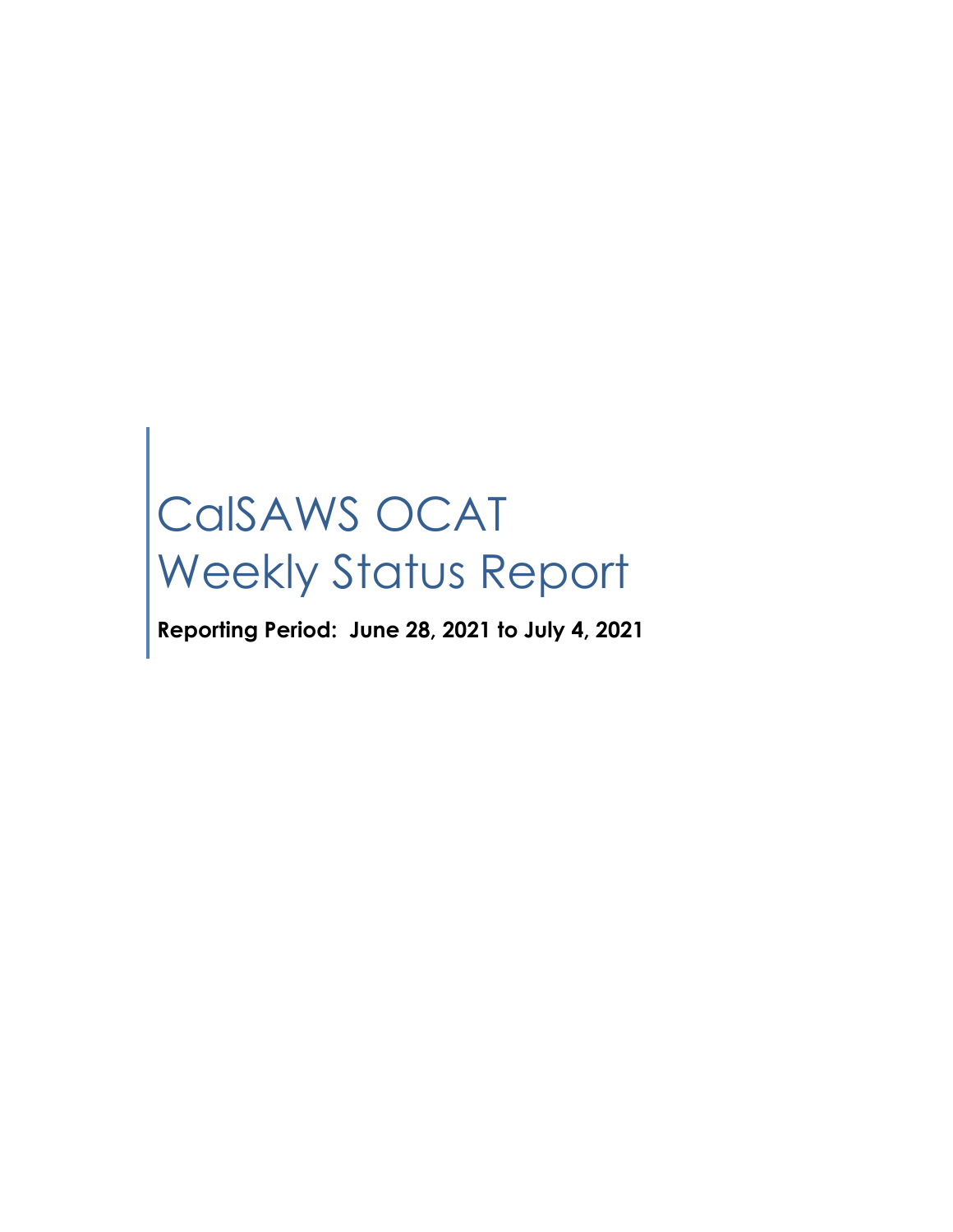# CalSAWS OCAT Weekly Status Report

**Reporting Period: June 28, 2021 to July 4, 2021**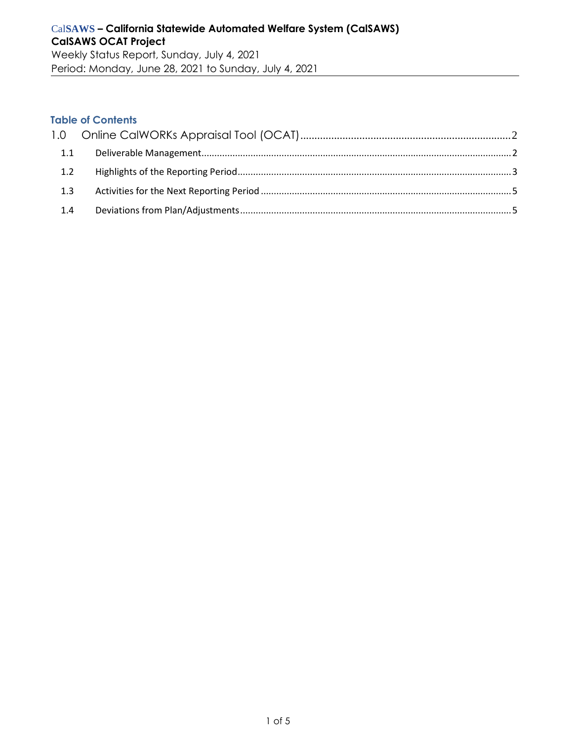**CalSAWS – California Statewide Automated Welfare System (CalSAWS)**
**CalSAWS OCAT Project**
Weekly Status Report, Sunday, July 4, 2021
Period: Monday, June 28, 2021 to Sunday, July 4, 2021

## Table of Contents

1.0 Online CalWORKs Appraisal Tool (OCAT) ........ 2
- 1.1 Deliverable Management ........ 2
- 1.2 Highlights of the Reporting Period ........ 3
- 1.3 Activities for the Next Reporting Period ........ 5
- 1.4 Deviations from Plan/Adjustments ........ 5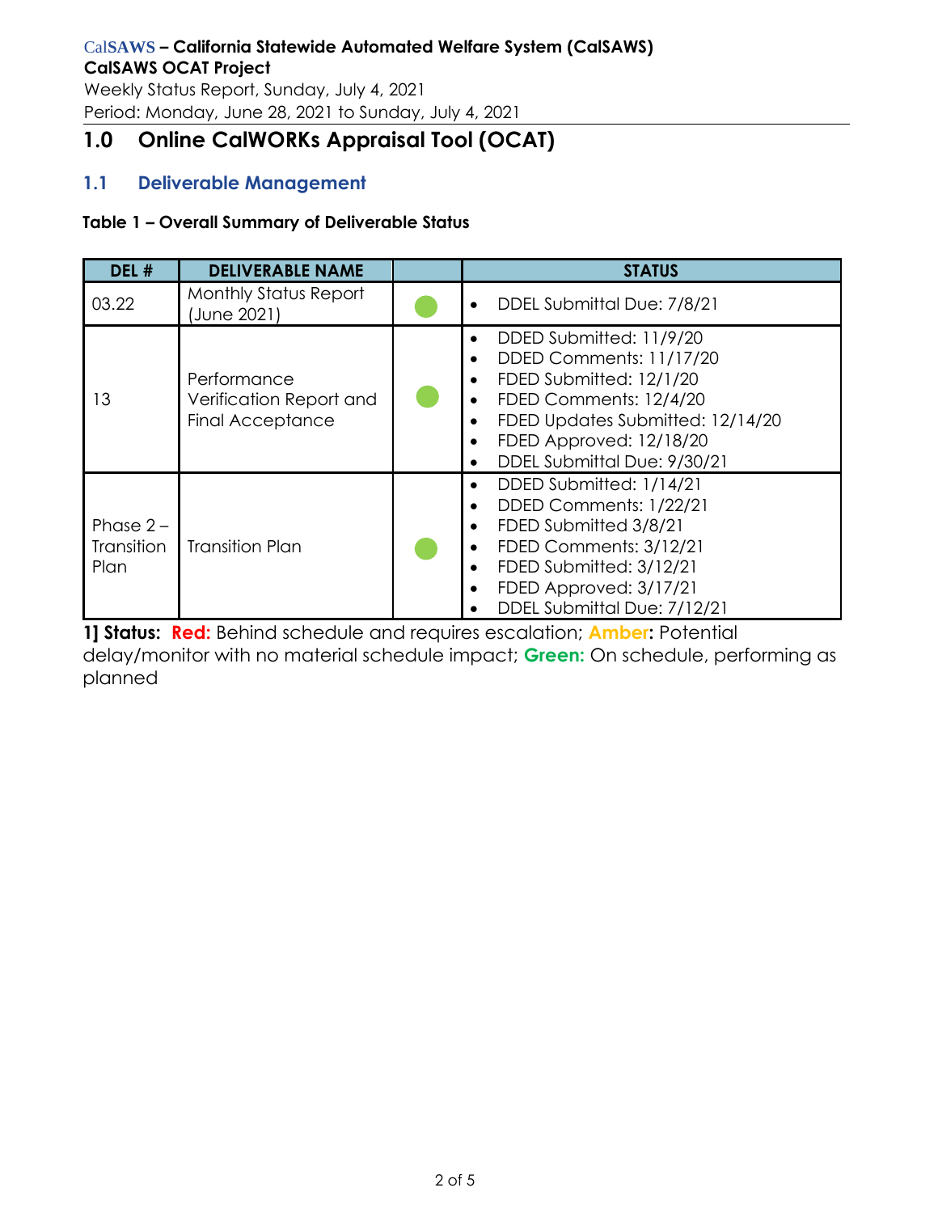# 1.0 Online CalWORKs Appraisal Tool (OCAT)

## 1.1 Deliverable Management

**Table 1 – Overall Summary of Deliverable Status**

| DEL # | DELIVERABLE NAME | | STATUS |
|---|---|---|---|
| 03.22 | Monthly Status Report (June 2021) | Green | • DDEL Submittal Due: 7/8/21 |
| 13 | Performance Verification Report and Final Acceptance | Green | • DDED Submitted: 11/9/20<br>• DDED Comments: 11/17/20<br>• FDED Submitted: 12/1/20<br>• FDED Comments: 12/4/20<br>• FDED Updates Submitted: 12/14/20<br>• FDED Approved: 12/18/20<br>• DDEL Submittal Due: 9/30/21 |
| Phase 2 – Transition Plan | Transition Plan | Green | • DDED Submitted: 1/14/21<br>• DDED Comments: 1/22/21<br>• FDED Submitted 3/8/21<br>• FDED Comments: 3/12/21<br>• FDED Submitted: 3/12/21<br>• FDED Approved: 3/17/21<br>• DDEL Submittal Due: 7/12/21 |

**1] Status:** **Red:** Behind schedule and requires escalation; **Amber:** Potential delay/monitor with no material schedule impact; **Green:** On schedule, performing as planned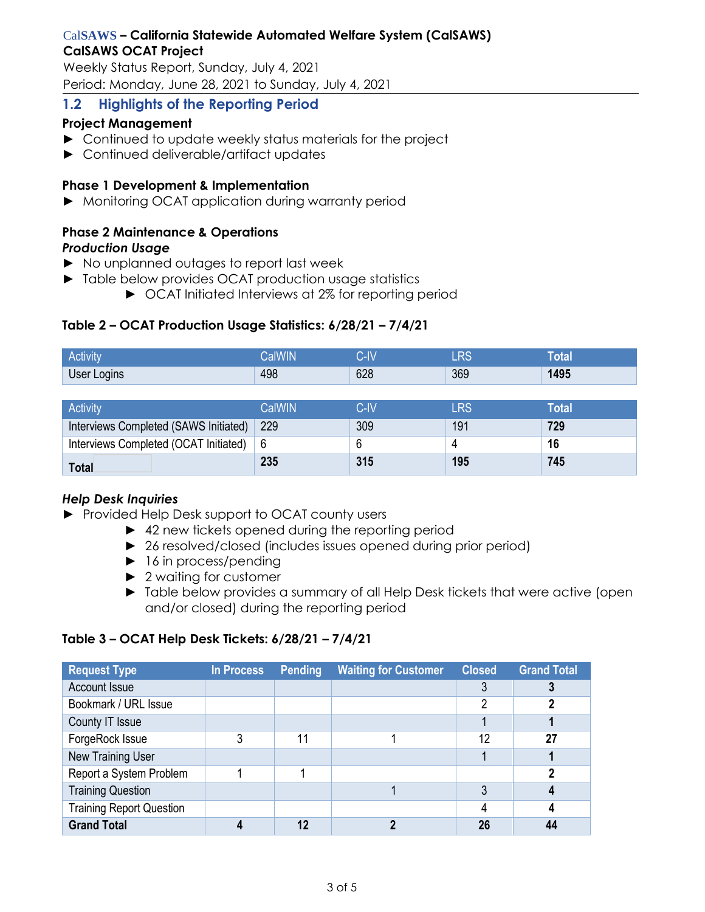## 1.2 Highlights of the Reporting Period

**Project Management**

- Continued to update weekly status materials for the project
- Continued deliverable/artifact updates

**Phase 1 Development & Implementation**

- Monitoring OCAT application during warranty period

**Phase 2 Maintenance & Operations**

***Production Usage***

- No unplanned outages to report last week
- Table below provides OCAT production usage statistics
  - OCAT Initiated Interviews at 2% for reporting period

**Table 2 – OCAT Production Usage Statistics: 6/28/21 – 7/4/21**

| Activity | CalWIN | C-IV | LRS | Total |
|---|---|---|---|---|
| User Logins | 498 | 628 | 369 | **1495** |

| Activity | CalWIN | C-IV | LRS | Total |
|---|---|---|---|---|
| Interviews Completed (SAWS Initiated) | 229 | 309 | 191 | **729** |
| Interviews Completed (OCAT Initiated) | 6 | 6 | 4 | **16** |
| **Total** | **235** | **315** | **195** | **745** |

***Help Desk Inquiries***

- Provided Help Desk support to OCAT county users
  - 42 new tickets opened during the reporting period
  - 26 resolved/closed (includes issues opened during prior period)
  - 16 in process/pending
  - 2 waiting for customer
  - Table below provides a summary of all Help Desk tickets that were active (open and/or closed) during the reporting period

**Table 3 – OCAT Help Desk Tickets: 6/28/21 – 7/4/21**

| Request Type | In Process | Pending | Waiting for Customer | Closed | Grand Total |
|---|---|---|---|---|---|
| Account Issue | | | | 3 | **3** |
| Bookmark / URL Issue | | | | 2 | **2** |
| County IT Issue | | | | 1 | **1** |
| ForgeRock Issue | 3 | 11 | 1 | 12 | **27** |
| New Training User | | | | 1 | **1** |
| Report a System Problem | 1 | 1 | | | **2** |
| Training Question | | | 1 | 3 | **4** |
| Training Report Question | | | | 4 | **4** |
| **Grand Total** | **4** | **12** | **2** | **26** | **44** |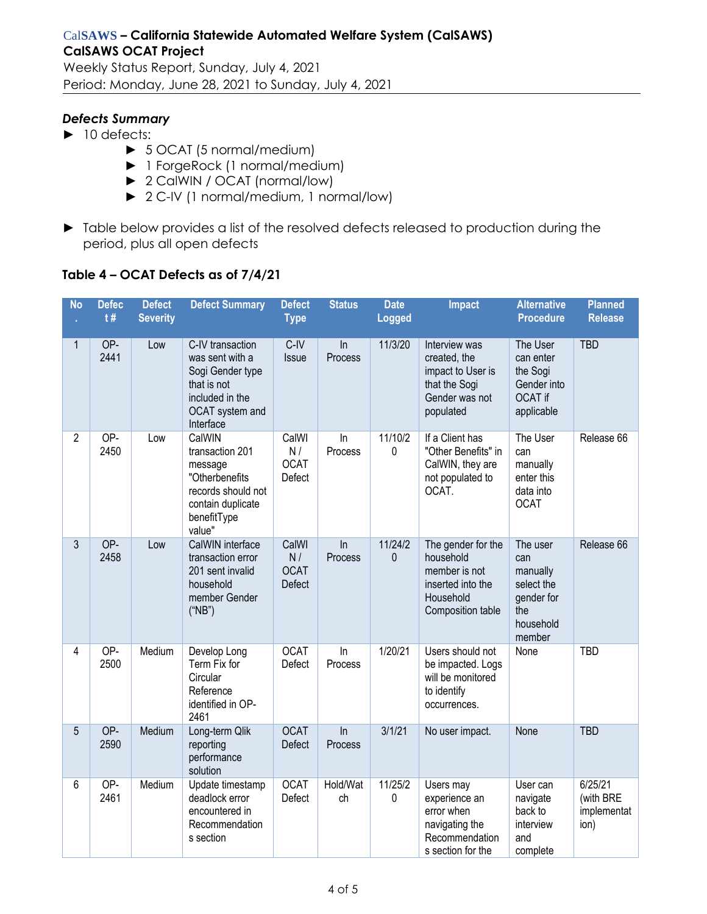### *Defects Summary*

- 10 defects:
  - 5 OCAT (5 normal/medium)
  - 1 ForgeRock (1 normal/medium)
  - 2 CalWIN / OCAT (normal/low)
  - 2 C-IV (1 normal/medium, 1 normal/low)

- Table below provides a list of the resolved defects released to production during the period, plus all open defects

#### Table 4 – OCAT Defects as of 7/4/21

| No. | Defect # | Defect Severity | Defect Summary | Defect Type | Status | Date Logged | Impact | Alternative Procedure | Planned Release |
|---|---|---|---|---|---|---|---|---|---|
| 1 | OP-2441 | Low | C-IV transaction was sent with a Sogi Gender type that is not included in the OCAT system and Interface | C-IV Issue | In Process | 11/3/20 | Interview was created, the impact to User is that the Sogi Gender was not populated | The User can enter the Sogi Gender into OCAT if applicable | TBD |
| 2 | OP-2450 | Low | CalWIN transaction 201 message "Otherbenefits records should not contain duplicate benefitType value" | CalWIN / OCAT Defect | In Process | 11/10/20 | If a Client has "Other Benefits" in CalWIN, they are not populated to OCAT. | The User can manually enter this data into OCAT | Release 66 |
| 3 | OP-2458 | Low | CalWIN interface transaction error 201 sent invalid household member Gender ("NB") | CalWIN / OCAT Defect | In Process | 11/24/20 | The gender for the household member is not inserted into the Household Composition table | The user can manually select the gender for the household member | Release 66 |
| 4 | OP-2500 | Medium | Develop Long Term Fix for Circular Reference identified in OP-2461 | OCAT Defect | In Process | 1/20/21 | Users should not be impacted. Logs will be monitored to identify occurrences. | None | TBD |
| 5 | OP-2590 | Medium | Long-term Qlik reporting performance solution | OCAT Defect | In Process | 3/1/21 | No user impact. | None | TBD |
| 6 | OP-2461 | Medium | Update timestamp deadlock error encountered in Recommendations section | OCAT Defect | Hold/Watch | 11/25/20 | Users may experience an error when navigating the Recommendations section for the | User can navigate back to interview and complete | 6/25/21 (with BRE implementation) |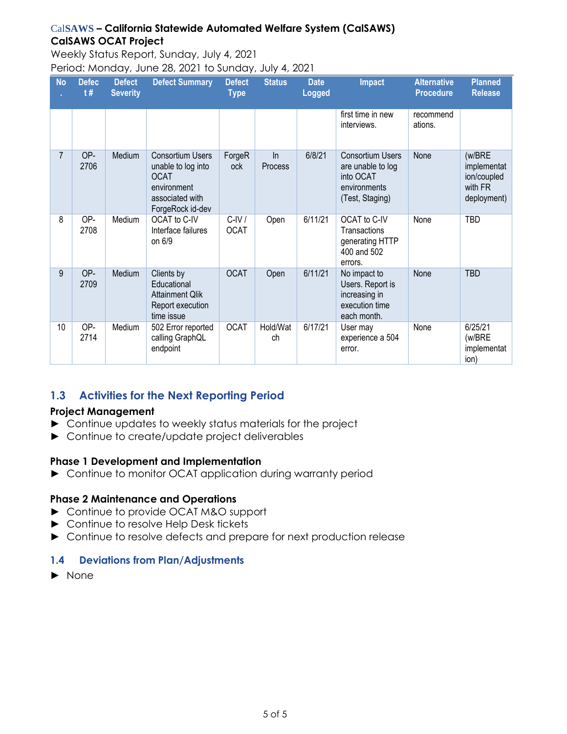| No. | Defect # | Defect Severity | Defect Summary | Defect Type | Status | Date Logged | Impact | Alternative Procedure | Planned Release |
|---|---|---|---|---|---|---|---|---|---|
| | | | | | | | first time in new interviews. | recommendations. | |
| 7 | OP-2706 | Medium | Consortium Users unable to log into OCAT environment associated with ForgeRock id-dev | ForgeRock | In Process | 6/8/21 | Consortium Users are unable to log into OCAT environments (Test, Staging) | None | (w/BRE implementation/coupled with FR deployment) |
| 8 | OP-2708 | Medium | OCAT to C-IV Interface failures on 6/9 | C-IV / OCAT | Open | 6/11/21 | OCAT to C-IV Transactions generating HTTP 400 and 502 errors. | None | TBD |
| 9 | OP-2709 | Medium | Clients by Educational Attainment Qlik Report execution time issue | OCAT | Open | 6/11/21 | No impact to Users. Report is increasing in execution time each month. | None | TBD |
| 10 | OP-2714 | Medium | 502 Error reported calling GraphQL endpoint | OCAT | Hold/Watch | 6/17/21 | User may experience a 504 error. | None | 6/25/21 (w/BRE implementation) |

## 1.3 Activities for the Next Reporting Period

**Project Management**

- ► Continue updates to weekly status materials for the project
- ► Continue to create/update project deliverables

**Phase 1 Development and Implementation**

- ► Continue to monitor OCAT application during warranty period

**Phase 2 Maintenance and Operations**

- ► Continue to provide OCAT M&O support
- ► Continue to resolve Help Desk tickets
- ► Continue to resolve defects and prepare for next production release

## 1.4 Deviations from Plan/Adjustments

- ► None